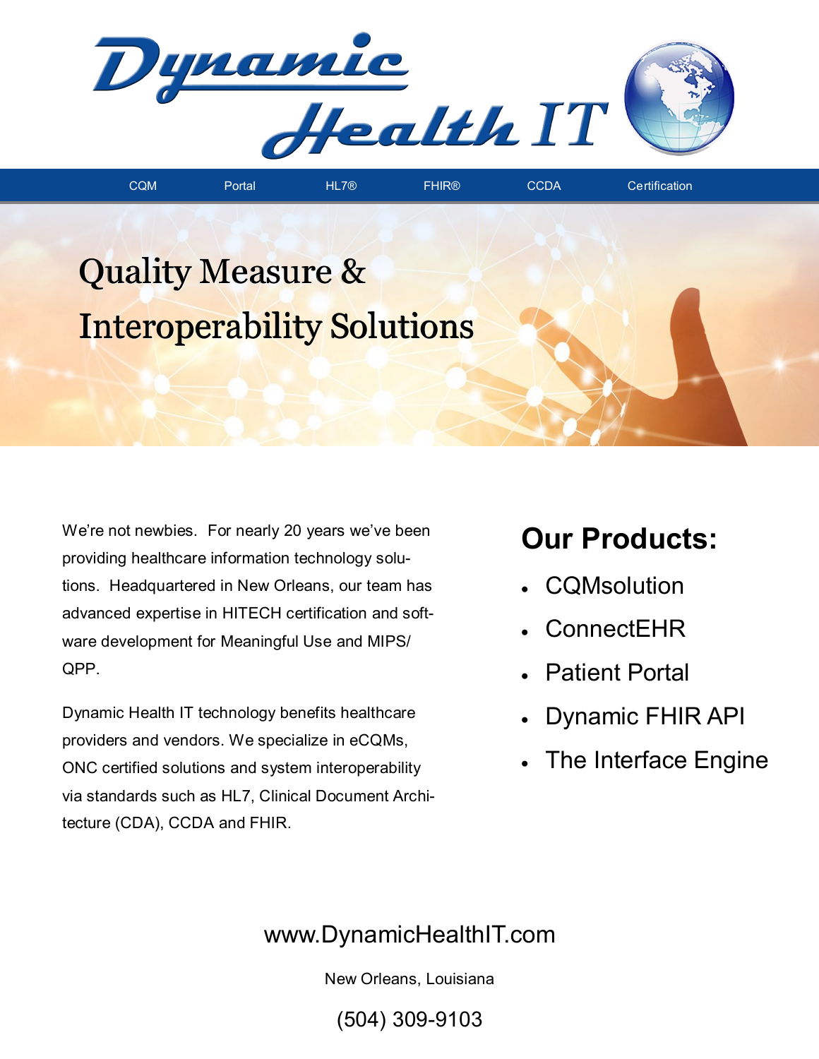# Dynamic Health IT

CQM | Portal | HL7® | FHIR® | CCDA | Certification

## Quality Measure & Interoperability Solutions

We're not newbies. For nearly 20 years we've been providing healthcare information technology solutions. Headquartered in New Orleans, our team has advanced expertise in HITECH certification and software development for Meaningful Use and MIPS/QPP.

Dynamic Health IT technology benefits healthcare providers and vendors. We specialize in eCQMs, ONC certified solutions and system interoperability via standards such as HL7, Clinical Document Architecture (CDA), CCDA and FHIR.

## Our Products:

- CQMsolution
- ConnectEHR
- Patient Portal
- Dynamic FHIR API
- The Interface Engine

www.DynamicHealthIT.com

New Orleans, Louisiana

(504) 309-9103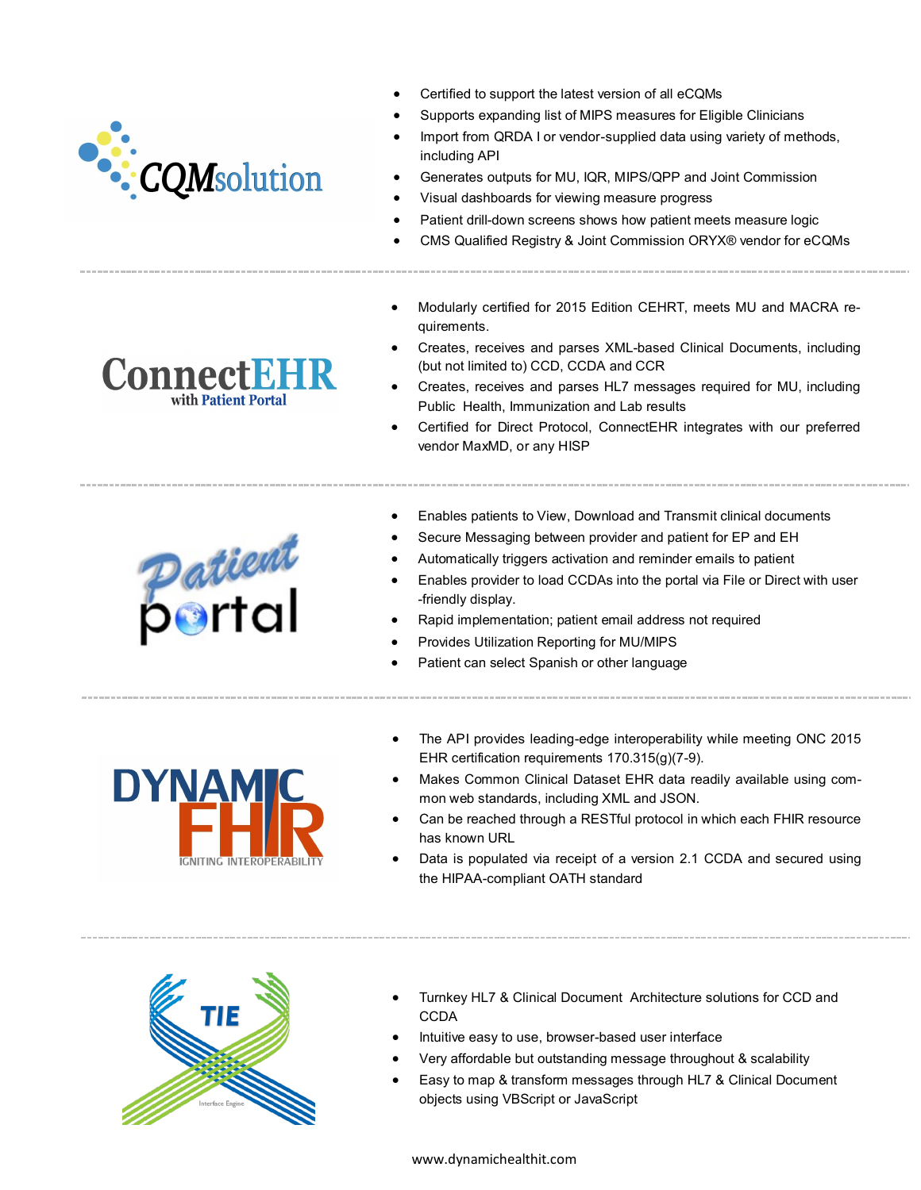**CQMsolution**

- Certified to support the latest version of all eCQMs
- Supports expanding list of MIPS measures for Eligible Clinicians
- Import from QRDA I or vendor-supplied data using variety of methods, including API
- Generates outputs for MU, IQR, MIPS/QPP and Joint Commission
- Visual dashboards for viewing measure progress
- Patient drill-down screens shows how patient meets measure logic
- CMS Qualified Registry & Joint Commission ORYX® vendor for eCQMs

---

**ConnectEHR with Patient Portal**

- Modularly certified for 2015 Edition CEHRT, meets MU and MACRA requirements.
- Creates, receives and parses XML-based Clinical Documents, including (but not limited to) CCD, CCDA and CCR
- Creates, receives and parses HL7 messages required for MU, including Public Health, Immunization and Lab results
- Certified for Direct Protocol, ConnectEHR integrates with our preferred vendor MaxMD, or any HISP

---

**Patient portal**

- Enables patients to View, Download and Transmit clinical documents
- Secure Messaging between provider and patient for EP and EH
- Automatically triggers activation and reminder emails to patient
- Enables provider to load CCDAs into the portal via File or Direct with user-friendly display.
- Rapid implementation; patient email address not required
- Provides Utilization Reporting for MU/MIPS
- Patient can select Spanish or other language

---

**DYNAMIC FHIR** — IGNITING INTEROPERABILITY

- The API provides leading-edge interoperability while meeting ONC 2015 EHR certification requirements 170.315(g)(7-9).
- Makes Common Clinical Dataset EHR data readily available using common web standards, including XML and JSON.
- Can be reached through a RESTful protocol in which each FHIR resource has known URL
- Data is populated via receipt of a version 2.1 CCDA and secured using the HIPAA-compliant OATH standard

---

**TIE** Interface Engine

- Turnkey HL7 & Clinical Document Architecture solutions for CCD and CCDA
- Intuitive easy to use, browser-based user interface
- Very affordable but outstanding message throughout & scalability
- Easy to map & transform messages through HL7 & Clinical Document objects using VBScript or JavaScript

www.dynamichealthit.com